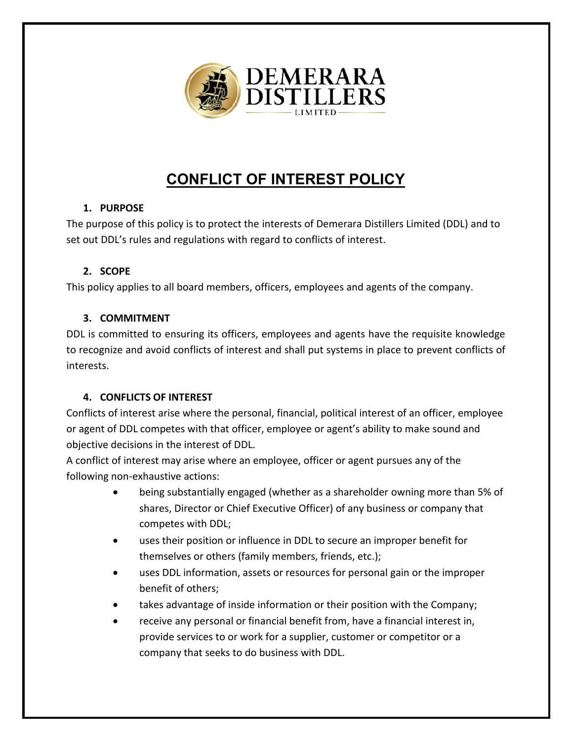# CONFLICT OF INTEREST POLICY

## 1. PURPOSE

The purpose of this policy is to protect the interests of Demerara Distillers Limited (DDL) and to set out DDL's rules and regulations with regard to conflicts of interest.

## 2. SCOPE

This policy applies to all board members, officers, employees and agents of the company.

## 3. COMMITMENT

DDL is committed to ensuring its officers, employees and agents have the requisite knowledge to recognize and avoid conflicts of interest and shall put systems in place to prevent conflicts of interests.

## 4. CONFLICTS OF INTEREST

Conflicts of interest arise where the personal, financial, political interest of an officer, employee or agent of DDL competes with that officer, employee or agent's ability to make sound and objective decisions in the interest of DDL.

A conflict of interest may arise where an employee, officer or agent pursues any of the following non-exhaustive actions:

- being substantially engaged (whether as a shareholder owning more than 5% of shares, Director or Chief Executive Officer) of any business or company that competes with DDL;
- uses their position or influence in DDL to secure an improper benefit for themselves or others (family members, friends, etc.);
- uses DDL information, assets or resources for personal gain or the improper benefit of others;
- takes advantage of inside information or their position with the Company;
- receive any personal or financial benefit from, have a financial interest in, provide services to or work for a supplier, customer or competitor or a company that seeks to do business with DDL.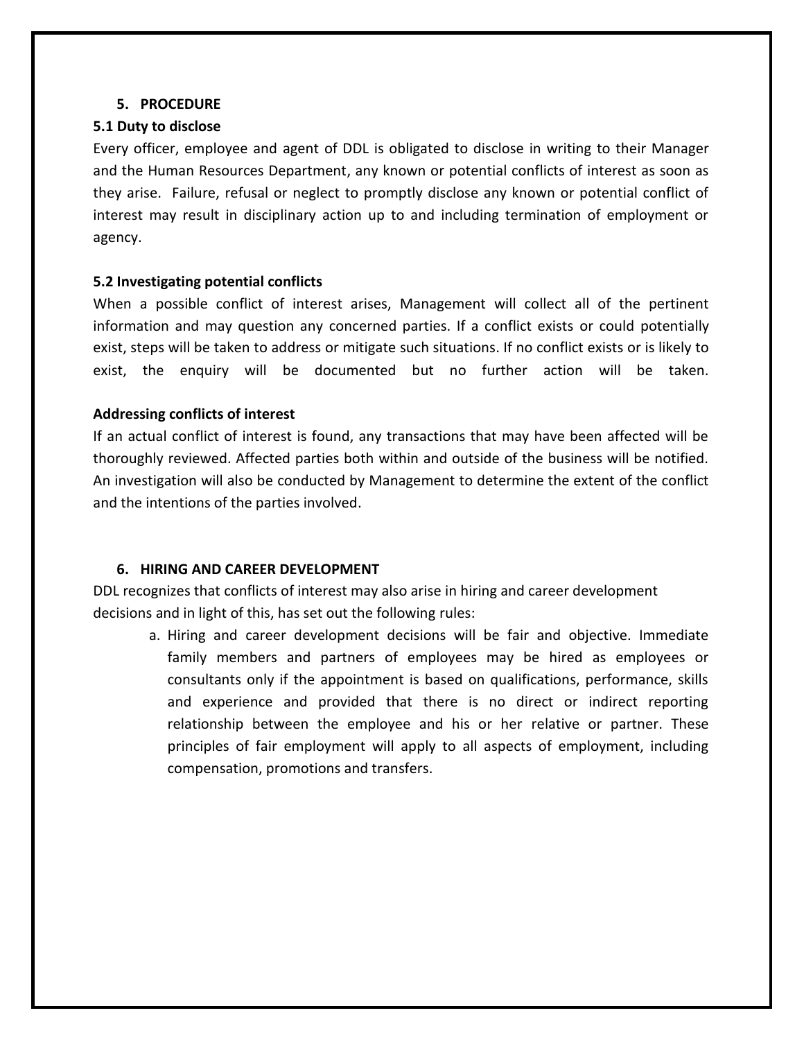## 5. PROCEDURE

### 5.1 Duty to disclose

Every officer, employee and agent of DDL is obligated to disclose in writing to their Manager and the Human Resources Department, any known or potential conflicts of interest as soon as they arise. Failure, refusal or neglect to promptly disclose any known or potential conflict of interest may result in disciplinary action up to and including termination of employment or agency.

### 5.2 Investigating potential conflicts

When a possible conflict of interest arises, Management will collect all of the pertinent information and may question any concerned parties. If a conflict exists or could potentially exist, steps will be taken to address or mitigate such situations. If no conflict exists or is likely to exist, the enquiry will be documented but no further action will be taken.

### Addressing conflicts of interest

If an actual conflict of interest is found, any transactions that may have been affected will be thoroughly reviewed. Affected parties both within and outside of the business will be notified. An investigation will also be conducted by Management to determine the extent of the conflict and the intentions of the parties involved.

## 6. HIRING AND CAREER DEVELOPMENT

DDL recognizes that conflicts of interest may also arise in hiring and career development decisions and in light of this, has set out the following rules:

a. Hiring and career development decisions will be fair and objective. Immediate family members and partners of employees may be hired as employees or consultants only if the appointment is based on qualifications, performance, skills and experience and provided that there is no direct or indirect reporting relationship between the employee and his or her relative or partner. These principles of fair employment will apply to all aspects of employment, including compensation, promotions and transfers.